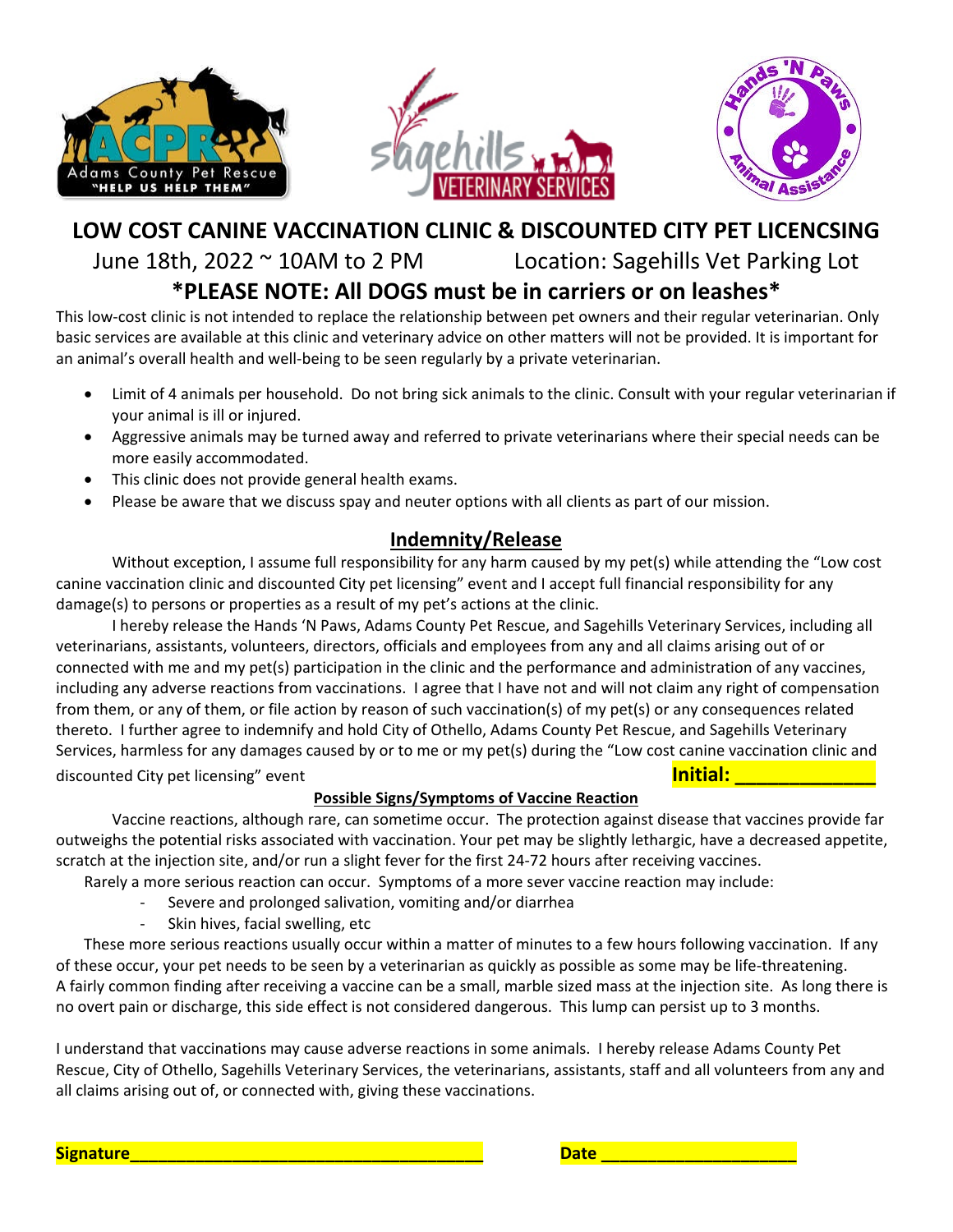# LOW COST CANINE VACCINATION CLINIC & DISCOUNTED CITY PET LICENCSING

June 18th, 2022 ~ 10AM to 2 PM        Location: Sagehills Vet Parking Lot

## *PLEASE NOTE: All DOGS must be in carriers or on leashes*

This low-cost clinic is not intended to replace the relationship between pet owners and their regular veterinarian. Only basic services are available at this clinic and veterinary advice on other matters will not be provided. It is important for an animal's overall health and well-being to be seen regularly by a private veterinarian.

- Limit of 4 animals per household. Do not bring sick animals to the clinic. Consult with your regular veterinarian if your animal is ill or injured.
- Aggressive animals may be turned away and referred to private veterinarians where their special needs can be more easily accommodated.
- This clinic does not provide general health exams.
- Please be aware that we discuss spay and neuter options with all clients as part of our mission.

## Indemnity/Release

Without exception, I assume full responsibility for any harm caused by my pet(s) while attending the "Low cost canine vaccination clinic and discounted City pet licensing" event and I accept full financial responsibility for any damage(s) to persons or properties as a result of my pet's actions at the clinic.

I hereby release the Hands 'N Paws, Adams County Pet Rescue, and Sagehills Veterinary Services, including all veterinarians, assistants, volunteers, directors, officials and employees from any and all claims arising out of or connected with me and my pet(s) participation in the clinic and the performance and administration of any vaccines, including any adverse reactions from vaccinations. I agree that I have not and will not claim any right of compensation from them, or any of them, or file action by reason of such vaccination(s) of my pet(s) or any consequences related thereto. I further agree to indemnify and hold City of Othello, Adams County Pet Rescue, and Sagehills Veterinary Services, harmless for any damages caused by or to me or my pet(s) during the "Low cost canine vaccination clinic and discounted City pet licensing" event

**Initial: ______________**

### Possible Signs/Symptoms of Vaccine Reaction

Vaccine reactions, although rare, can sometime occur. The protection against disease that vaccines provide far outweighs the potential risks associated with vaccination. Your pet may be slightly lethargic, have a decreased appetite, scratch at the injection site, and/or run a slight fever for the first 24-72 hours after receiving vaccines.

Rarely a more serious reaction can occur. Symptoms of a more sever vaccine reaction may include:

- Severe and prolonged salivation, vomiting and/or diarrhea
- Skin hives, facial swelling, etc

These more serious reactions usually occur within a matter of minutes to a few hours following vaccination. If any of these occur, your pet needs to be seen by a veterinarian as quickly as possible as some may be life-threatening. A fairly common finding after receiving a vaccine can be a small, marble sized mass at the injection site. As long there is no overt pain or discharge, this side effect is not considered dangerous. This lump can persist up to 3 months.

I understand that vaccinations may cause adverse reactions in some animals. I hereby release Adams County Pet Rescue, City of Othello, Sagehills Veterinary Services, the veterinarians, assistants, staff and all volunteers from any and all claims arising out of, or connected with, giving these vaccinations.

**Signature______________________________________**        **Date _____________________**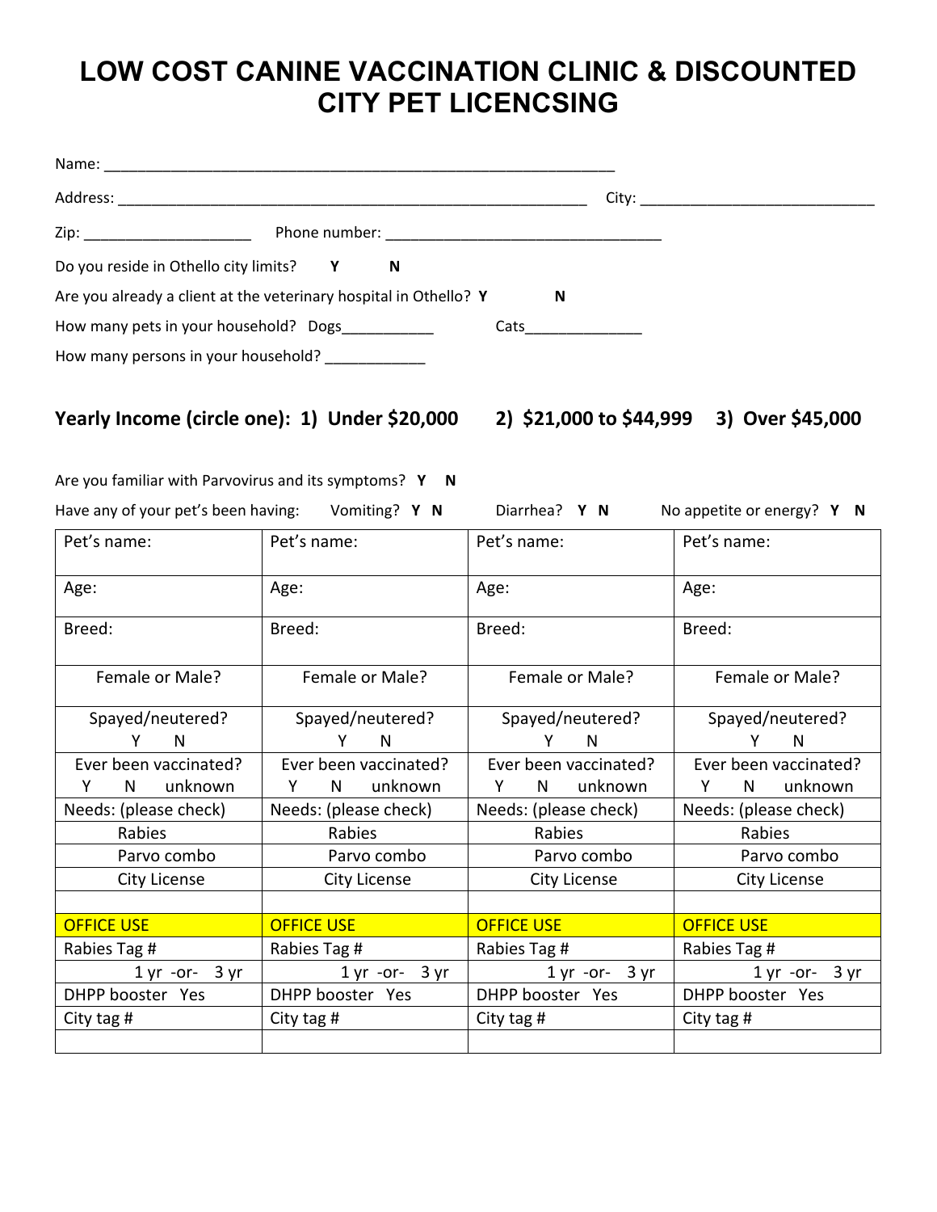# LOW COST CANINE VACCINATION CLINIC & DISCOUNTED CITY PET LICENCSING

Name: ______________________________________________________________

Address: _________________________________________________________ City: ____________________________

Zip: ____________________ Phone number: _________________________________

Do you reside in Othello city limits? **Y** **N**

Are you already a client at the veterinary hospital in Othello? **Y** **N**

How many pets in your household? Dogs___________ Cats______________

How many persons in your household? ____________

**Yearly Income (circle one): 1) Under $20,000 2) $21,000 to $44,999 3) Over $45,000**

Are you familiar with Parvovirus and its symptoms? **Y N**

Have any of your pet's been having: Vomiting? **Y N** Diarrhea? **Y N** No appetite or energy? **Y N**

| | | | |
|---|---|---|---|
| Pet's name: | Pet's name: | Pet's name: | Pet's name: |
| Age: | Age: | Age: | Age: |
| Breed: | Breed: | Breed: | Breed: |
| Female or Male? | Female or Male? | Female or Male? | Female or Male? |
| Spayed/neutered? Y N | Spayed/neutered? Y N | Spayed/neutered? Y N | Spayed/neutered? Y N |
| Ever been vaccinated? Y N unknown | Ever been vaccinated? Y N unknown | Ever been vaccinated? Y N unknown | Ever been vaccinated? Y N unknown |
| Needs: (please check) | Needs: (please check) | Needs: (please check) | Needs: (please check) |
| Rabies | Rabies | Rabies | Rabies |
| Parvo combo | Parvo combo | Parvo combo | Parvo combo |
| City License | City License | City License | City License |
| | | | |
| OFFICE USE | OFFICE USE | OFFICE USE | OFFICE USE |
| Rabies Tag # | Rabies Tag # | Rabies Tag # | Rabies Tag # |
| 1 yr -or- 3 yr | 1 yr -or- 3 yr | 1 yr -or- 3 yr | 1 yr -or- 3 yr |
| DHPP booster Yes | DHPP booster Yes | DHPP booster Yes | DHPP booster Yes |
| City tag # | City tag # | City tag # | City tag # |
| | | | |